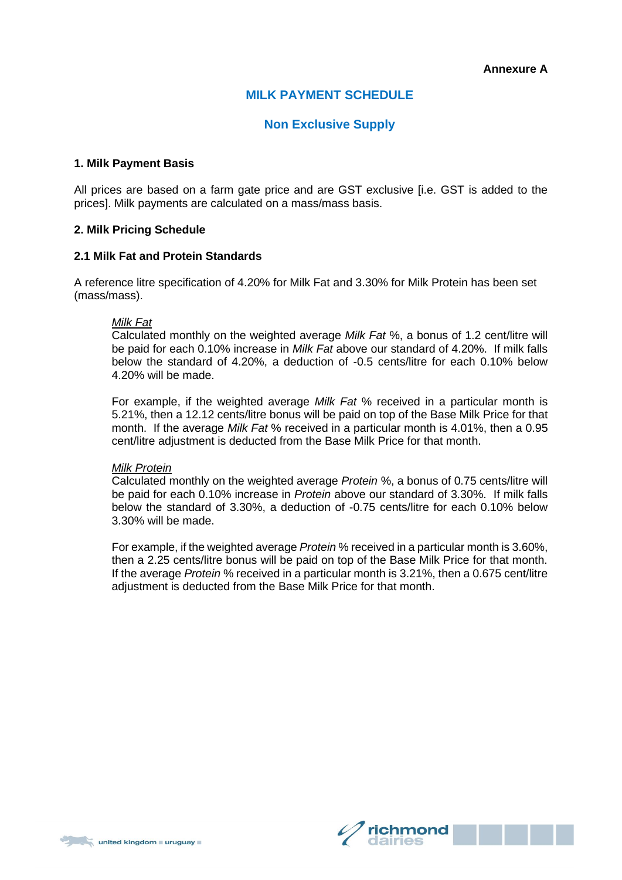**Annexure A**

## MILK PAYMENT SCHEDULE

## Non Exclusive Supply

### 1. Milk Payment Basis

All prices are based on a farm gate price and are GST exclusive [i.e. GST is added to the prices]. Milk payments are calculated on a mass/mass basis.

### 2. Milk Pricing Schedule

### 2.1 Milk Fat and Protein Standards

A reference litre specification of 4.20% for Milk Fat and 3.30% for Milk Protein has been set (mass/mass).

> <u>*Milk Fat*</u>
> Calculated monthly on the weighted average *Milk Fat* %, a bonus of 1.2 cent/litre will be paid for each 0.10% increase in *Milk Fat* above our standard of 4.20%. If milk falls below the standard of 4.20%, a deduction of -0.5 cents/litre for each 0.10% below 4.20% will be made.
>
> For example, if the weighted average *Milk Fat* % received in a particular month is 5.21%, then a 12.12 cents/litre bonus will be paid on top of the Base Milk Price for that month. If the average *Milk Fat* % received in a particular month is 4.01%, then a 0.95 cent/litre adjustment is deducted from the Base Milk Price for that month.
>
> <u>*Milk Protein*</u>
> Calculated monthly on the weighted average *Protein* %, a bonus of 0.75 cents/litre will be paid for each 0.10% increase in *Protein* above our standard of 3.30%. If milk falls below the standard of 3.30%, a deduction of -0.75 cents/litre for each 0.10% below 3.30% will be made.
>
> For example, if the weighted average *Protein* % received in a particular month is 3.60%, then a 2.25 cents/litre bonus will be paid on top of the Base Milk Price for that month. If the average *Protein* % received in a particular month is 3.21%, then a 0.675 cent/litre adjustment is deducted from the Base Milk Price for that month.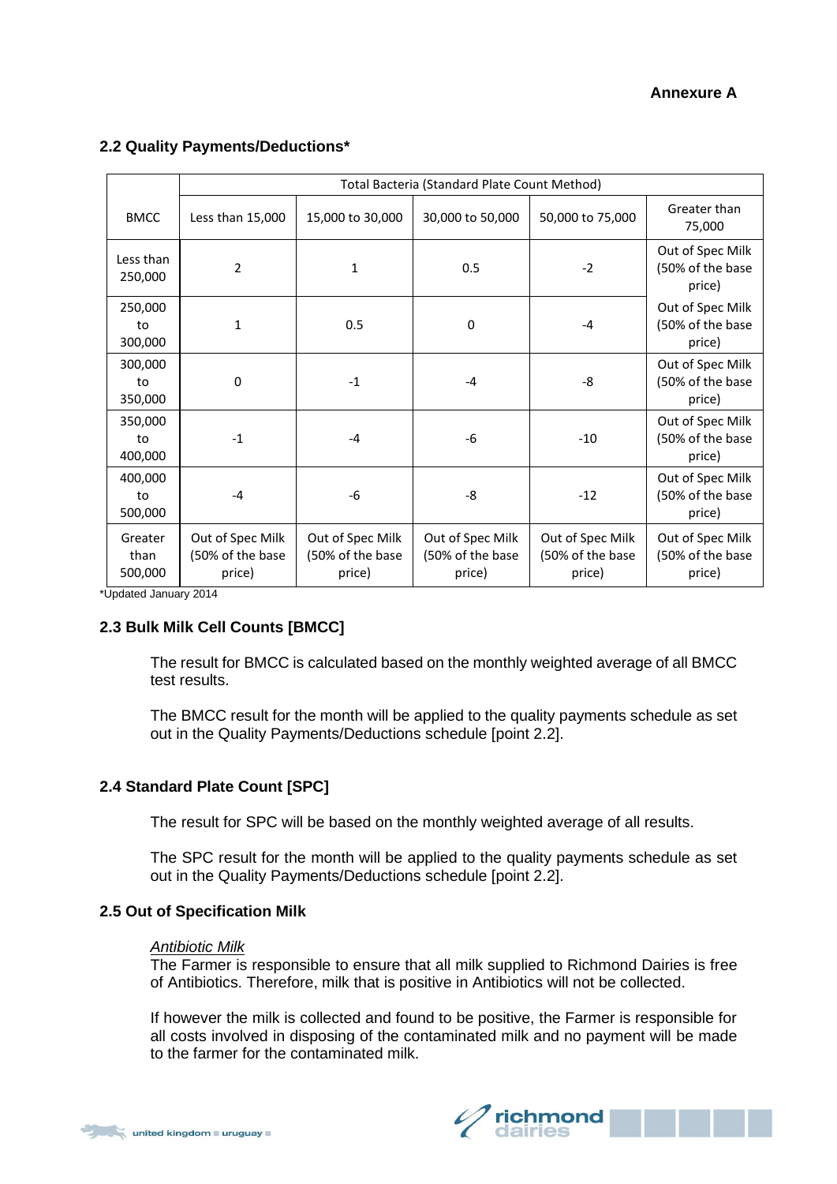**Annexure A**

### 2.2 Quality Payments/Deductions*

| BMCC | Total Bacteria (Standard Plate Count Method) | | | | |
|---|---|---|---|---|---|
| | Less than 15,000 | 15,000 to 30,000 | 30,000 to 50,000 | 50,000 to 75,000 | Greater than 75,000 |
| Less than 250,000 | 2 | 1 | 0.5 | -2 | Out of Spec Milk (50% of the base price) |
| 250,000 to 300,000 | 1 | 0.5 | 0 | -4 | Out of Spec Milk (50% of the base price) |
| 300,000 to 350,000 | 0 | -1 | -4 | -8 | Out of Spec Milk (50% of the base price) |
| 350,000 to 400,000 | -1 | -4 | -6 | -10 | Out of Spec Milk (50% of the base price) |
| 400,000 to 500,000 | -4 | -6 | -8 | -12 | Out of Spec Milk (50% of the base price) |
| Greater than 500,000 | Out of Spec Milk (50% of the base price) | Out of Spec Milk (50% of the base price) | Out of Spec Milk (50% of the base price) | Out of Spec Milk (50% of the base price) | Out of Spec Milk (50% of the base price) |

*Updated January 2014

### 2.3 Bulk Milk Cell Counts [BMCC]

The result for BMCC is calculated based on the monthly weighted average of all BMCC test results.

The BMCC result for the month will be applied to the quality payments schedule as set out in the Quality Payments/Deductions schedule [point 2.2].

### 2.4 Standard Plate Count [SPC]

The result for SPC will be based on the monthly weighted average of all results.

The SPC result for the month will be applied to the quality payments schedule as set out in the Quality Payments/Deductions schedule [point 2.2].

### 2.5 Out of Specification Milk

*Antibiotic Milk*

The Farmer is responsible to ensure that all milk supplied to Richmond Dairies is free of Antibiotics. Therefore, milk that is positive in Antibiotics will not be collected.

If however the milk is collected and found to be positive, the Farmer is responsible for all costs involved in disposing of the contaminated milk and no payment will be made to the farmer for the contaminated milk.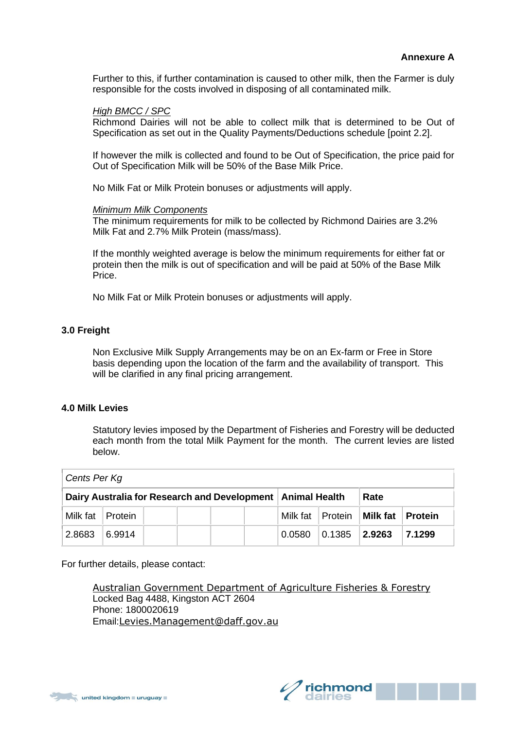**Annexure A**

Further to this, if further contamination is caused to other milk, then the Farmer is duly responsible for the costs involved in disposing of all contaminated milk.

*High BMCC / SPC*
Richmond Dairies will not be able to collect milk that is determined to be Out of Specification as set out in the Quality Payments/Deductions schedule [point 2.2].

If however the milk is collected and found to be Out of Specification, the price paid for Out of Specification Milk will be 50% of the Base Milk Price.

No Milk Fat or Milk Protein bonuses or adjustments will apply.

*Minimum Milk Components*
The minimum requirements for milk to be collected by Richmond Dairies are 3.2% Milk Fat and 2.7% Milk Protein (mass/mass).

If the monthly weighted average is below the minimum requirements for either fat or protein then the milk is out of specification and will be paid at 50% of the Base Milk Price.

No Milk Fat or Milk Protein bonuses or adjustments will apply.

## 3.0 Freight

Non Exclusive Milk Supply Arrangements may be on an Ex-farm or Free in Store basis depending upon the location of the farm and the availability of transport. This will be clarified in any final pricing arrangement.

## 4.0 Milk Levies

Statutory levies imposed by the Department of Fisheries and Forestry will be deducted each month from the total Milk Payment for the month. The current levies are listed below.

| *Cents Per Kg* | | | | | | | | | |
|---|---|---|---|---|---|---|---|---|---|
| **Dairy Australia for Research and Development** | | | | | | **Animal Health** | | **Rate** | |
| Milk fat | Protein | | | | | Milk fat | Protein | **Milk fat** | **Protein** |
| 2.8683 | 6.9914 | | | | | 0.0580 | 0.1385 | **2.9263** | **7.1299** |

For further details, please contact:

Australian Government Department of Agriculture Fisheries & Forestry
Locked Bag 4488, Kingston ACT 2604
Phone: 1800020619
Email: Levies.Management@daff.gov.au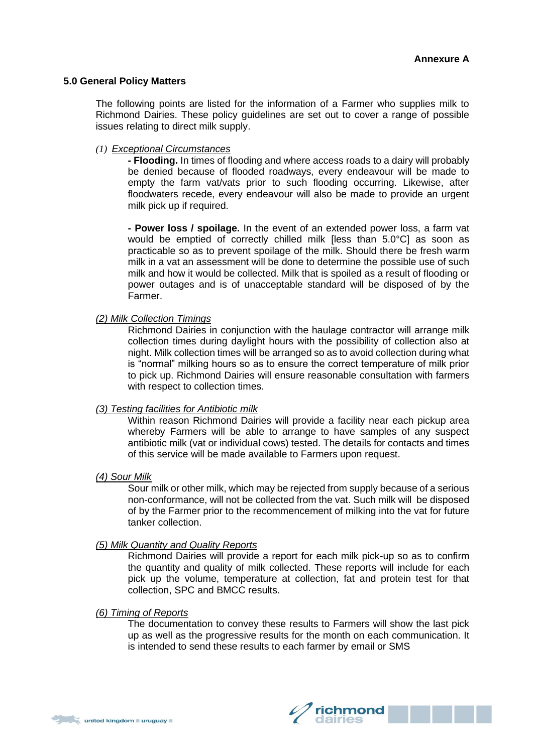**Annexure A**

## 5.0 General Policy Matters

The following points are listed for the information of a Farmer who supplies milk to Richmond Dairies. These policy guidelines are set out to cover a range of possible issues relating to direct milk supply.

*(1)* *Exceptional Circumstances*

**- Flooding.** In times of flooding and where access roads to a dairy will probably be denied because of flooded roadways, every endeavour will be made to empty the farm vat/vats prior to such flooding occurring. Likewise, after floodwaters recede, every endeavour will also be made to provide an urgent milk pick up if required.

**- Power loss / spoilage.** In the event of an extended power loss, a farm vat would be emptied of correctly chilled milk [less than 5.0°C] as soon as practicable so as to prevent spoilage of the milk. Should there be fresh warm milk in a vat an assessment will be done to determine the possible use of such milk and how it would be collected. Milk that is spoiled as a result of flooding or power outages and is of unacceptable standard will be disposed of by the Farmer.

*(2) Milk Collection Timings*

Richmond Dairies in conjunction with the haulage contractor will arrange milk collection times during daylight hours with the possibility of collection also at night. Milk collection times will be arranged so as to avoid collection during what is "normal" milking hours so as to ensure the correct temperature of milk prior to pick up. Richmond Dairies will ensure reasonable consultation with farmers with respect to collection times.

*(3) Testing facilities for Antibiotic milk*

Within reason Richmond Dairies will provide a facility near each pickup area whereby Farmers will be able to arrange to have samples of any suspect antibiotic milk (vat or individual cows) tested. The details for contacts and times of this service will be made available to Farmers upon request.

*(4) Sour Milk*

Sour milk or other milk, which may be rejected from supply because of a serious non-conformance, will not be collected from the vat. Such milk will be disposed of by the Farmer prior to the recommencement of milking into the vat for future tanker collection.

*(5) Milk Quantity and Quality Reports*

Richmond Dairies will provide a report for each milk pick-up so as to confirm the quantity and quality of milk collected. These reports will include for each pick up the volume, temperature at collection, fat and protein test for that collection, SPC and BMCC results.

*(6) Timing of Reports*

The documentation to convey these results to Farmers will show the last pick up as well as the progressive results for the month on each communication. It is intended to send these results to each farmer by email or SMS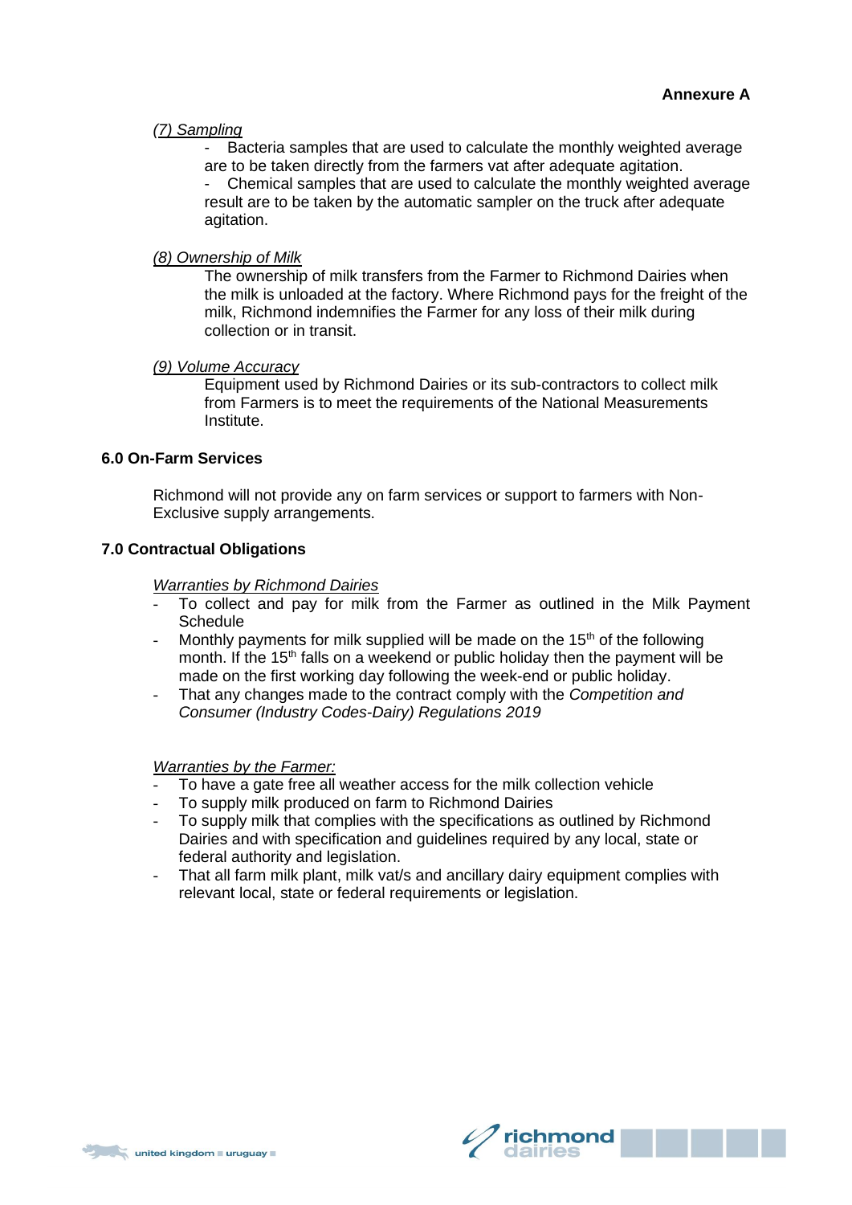**Annexure A**

*(7) Sampling*

- Bacteria samples that are used to calculate the monthly weighted average are to be taken directly from the farmers vat after adequate agitation.
- Chemical samples that are used to calculate the monthly weighted average result are to be taken by the automatic sampler on the truck after adequate agitation.

*(8) Ownership of Milk*

The ownership of milk transfers from the Farmer to Richmond Dairies when the milk is unloaded at the factory. Where Richmond pays for the freight of the milk, Richmond indemnifies the Farmer for any loss of their milk during collection or in transit.

*(9) Volume Accuracy*

Equipment used by Richmond Dairies or its sub-contractors to collect milk from Farmers is to meet the requirements of the National Measurements Institute.

## 6.0 On-Farm Services

Richmond will not provide any on farm services or support to farmers with Non-Exclusive supply arrangements.

## 7.0 Contractual Obligations

*Warranties by Richmond Dairies*

- To collect and pay for milk from the Farmer as outlined in the Milk Payment Schedule
- Monthly payments for milk supplied will be made on the 15th of the following month. If the 15th falls on a weekend or public holiday then the payment will be made on the first working day following the week-end or public holiday.
- That any changes made to the contract comply with the *Competition and Consumer (Industry Codes-Dairy) Regulations 2019*

*Warranties by the Farmer:*

- To have a gate free all weather access for the milk collection vehicle
- To supply milk produced on farm to Richmond Dairies
- To supply milk that complies with the specifications as outlined by Richmond Dairies and with specification and guidelines required by any local, state or federal authority and legislation.
- That all farm milk plant, milk vat/s and ancillary dairy equipment complies with relevant local, state or federal requirements or legislation.